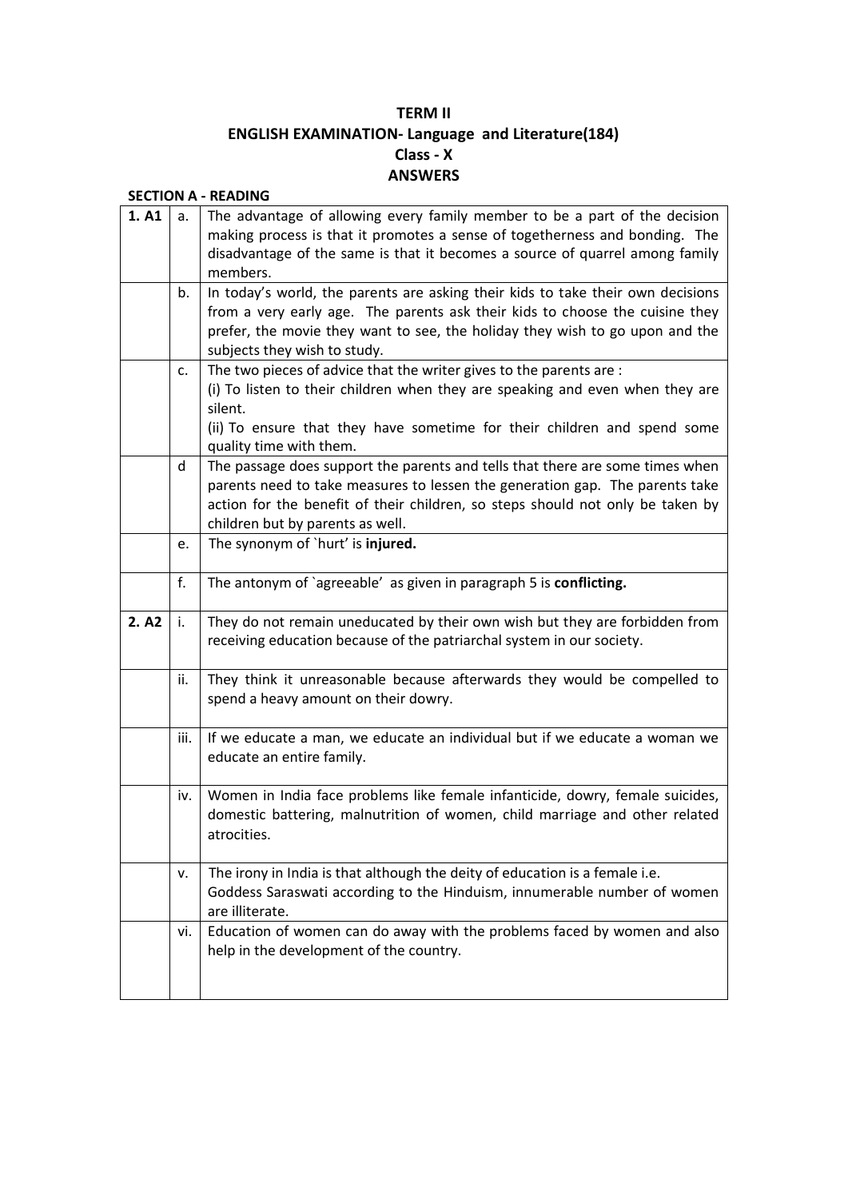# TERM II
## ENGLISH EXAMINATION- Language and Literature(184)
## Class - X
## ANSWERS

**SECTION A - READING**

| | | |
|---|---|---|
| **1. A1** | a. | The advantage of allowing every family member to be a part of the decision making process is that it promotes a sense of togetherness and bonding. The disadvantage of the same is that it becomes a source of quarrel among family members. |
| | b. | In today's world, the parents are asking their kids to take their own decisions from a very early age. The parents ask their kids to choose the cuisine they prefer, the movie they want to see, the holiday they wish to go upon and the subjects they wish to study. |
| | c. | The two pieces of advice that the writer gives to the parents are :<br>(i) To listen to their children when they are speaking and even when they are silent.<br>(ii) To ensure that they have sometime for their children and spend some quality time with them. |
| | d | The passage does support the parents and tells that there are some times when parents need to take measures to lessen the generation gap. The parents take action for the benefit of their children, so steps should not only be taken by children but by parents as well. |
| | e. | The synonym of `hurt' is **injured.** |
| | f. | The antonym of `agreeable' as given in paragraph 5 is **conflicting.** |
| **2. A2** | i. | They do not remain uneducated by their own wish but they are forbidden from receiving education because of the patriarchal system in our society. |
| | ii. | They think it unreasonable because afterwards they would be compelled to spend a heavy amount on their dowry. |
| | iii. | If we educate a man, we educate an individual but if we educate a woman we educate an entire family. |
| | iv. | Women in India face problems like female infanticide, dowry, female suicides, domestic battering, malnutrition of women, child marriage and other related atrocities. |
| | v. | The irony in India is that although the deity of education is a female i.e. Goddess Saraswati according to the Hinduism, innumerable number of women are illiterate. |
| | vi. | Education of women can do away with the problems faced by women and also help in the development of the country. |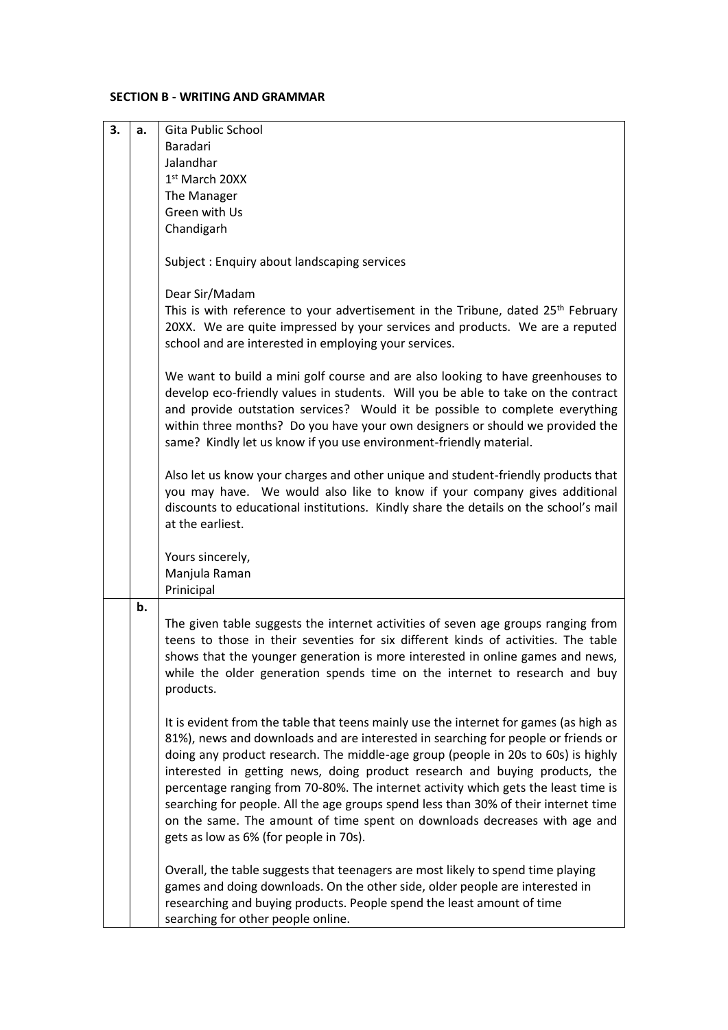**SECTION B - WRITING AND GRAMMAR**

| 3. | a. | Gita Public School<br>Baradari<br>Jalandhar<br>1st March 20XX<br>The Manager<br>Green with Us<br>Chandigarh<br><br>Subject : Enquiry about landscaping services<br><br>Dear Sir/Madam<br>This is with reference to your advertisement in the Tribune, dated 25th February 20XX. We are quite impressed by your services and products. We are a reputed school and are interested in employing your services.<br><br>We want to build a mini golf course and are also looking to have greenhouses to develop eco-friendly values in students. Will you be able to take on the contract and provide outstation services? Would it be possible to complete everything within three months? Do you have your own designers or should we provided the same? Kindly let us know if you use environment-friendly material.<br><br>Also let us know your charges and other unique and student-friendly products that you may have. We would also like to know if your company gives additional discounts to educational institutions. Kindly share the details on the school's mail at the earliest.<br><br>Yours sincerely,<br>Manjula Raman<br>Prinicipal |
|---|---|---|
| | b. | The given table suggests the internet activities of seven age groups ranging from teens to those in their seventies for six different kinds of activities. The table shows that the younger generation is more interested in online games and news, while the older generation spends time on the internet to research and buy products.<br><br>It is evident from the table that teens mainly use the internet for games (as high as 81%), news and downloads and are interested in searching for people or friends or doing any product research. The middle-age group (people in 20s to 60s) is highly interested in getting news, doing product research and buying products, the percentage ranging from 70-80%. The internet activity which gets the least time is searching for people. All the age groups spend less than 30% of their internet time on the same. The amount of time spent on downloads decreases with age and gets as low as 6% (for people in 70s).<br><br>Overall, the table suggests that teenagers are most likely to spend time playing games and doing downloads. On the other side, older people are interested in researching and buying products. People spend the least amount of time searching for other people online. |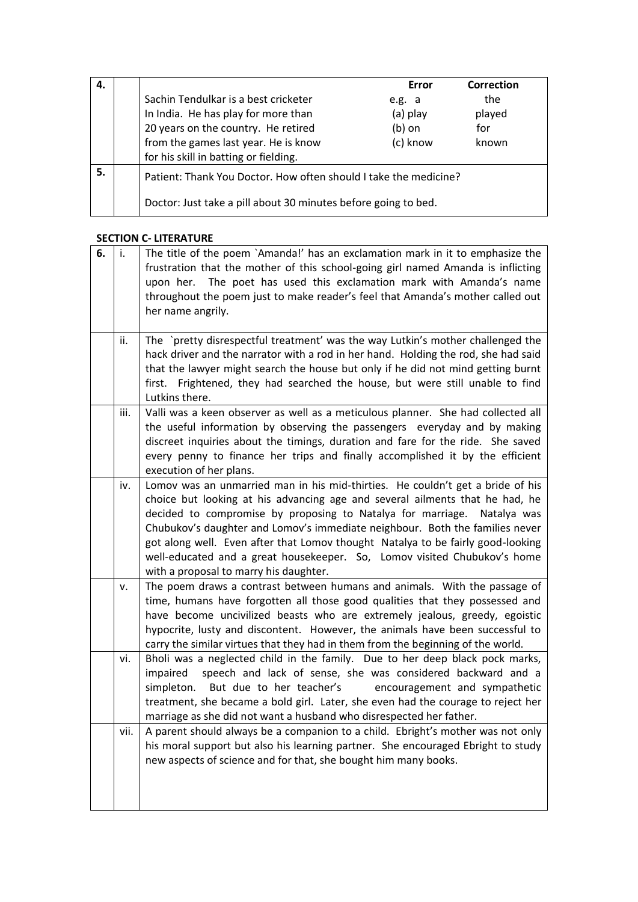| 4. | | | Error | Correction |
|---|---|---|---|---|
| | | Sachin Tendulkar is a best cricketer | e.g. a | the |
| | | In India. He has play for more than | (a) play | played |
| | | 20 years on the country. He retired | (b) on | for |
| | | from the games last year. He is know | (c) know | known |
| | | for his skill in batting or fielding. | | |
| 5. | | Patient: Thank You Doctor. How often should I take the medicine?<br><br>Doctor: Just take a pill about 30 minutes before going to bed. | | |

## SECTION C- LITERATURE

| 6. | i. | The title of the poem `Amanda!' has an exclamation mark in it to emphasize the frustration that the mother of this school-going girl named Amanda is inflicting upon her. The poet has used this exclamation mark with Amanda's name throughout the poem just to make reader's feel that Amanda's mother called out her name angrily. |
|---|---|---|
| | ii. | The `pretty disrespectful treatment' was the way Lutkin's mother challenged the hack driver and the narrator with a rod in her hand. Holding the rod, she had said that the lawyer might search the house but only if he did not mind getting burnt first. Frightened, they had searched the house, but were still unable to find Lutkins there. |
| | iii. | Valli was a keen observer as well as a meticulous planner. She had collected all the useful information by observing the passengers everyday and by making discreet inquiries about the timings, duration and fare for the ride. She saved every penny to finance her trips and finally accomplished it by the efficient execution of her plans. |
| | iv. | Lomov was an unmarried man in his mid-thirties. He couldn't get a bride of his choice but looking at his advancing age and several ailments that he had, he decided to compromise by proposing to Natalya for marriage. Natalya was Chubukov's daughter and Lomov's immediate neighbour. Both the families never got along well. Even after that Lomov thought Natalya to be fairly good-looking well-educated and a great housekeeper. So, Lomov visited Chubukov's home with a proposal to marry his daughter. |
| | v. | The poem draws a contrast between humans and animals. With the passage of time, humans have forgotten all those good qualities that they possessed and have become uncivilized beasts who are extremely jealous, greedy, egoistic hypocrite, lusty and discontent. However, the animals have been successful to carry the similar virtues that they had in them from the beginning of the world. |
| | vi. | Bholi was a neglected child in the family. Due to her deep black pock marks, impaired speech and lack of sense, she was considered backward and a simpleton. But due to her teacher's encouragement and sympathetic treatment, she became a bold girl. Later, she even had the courage to reject her marriage as she did not want a husband who disrespected her father. |
| | vii. | A parent should always be a companion to a child. Ebright's mother was not only his moral support but also his learning partner. She encouraged Ebright to study new aspects of science and for that, she bought him many books. |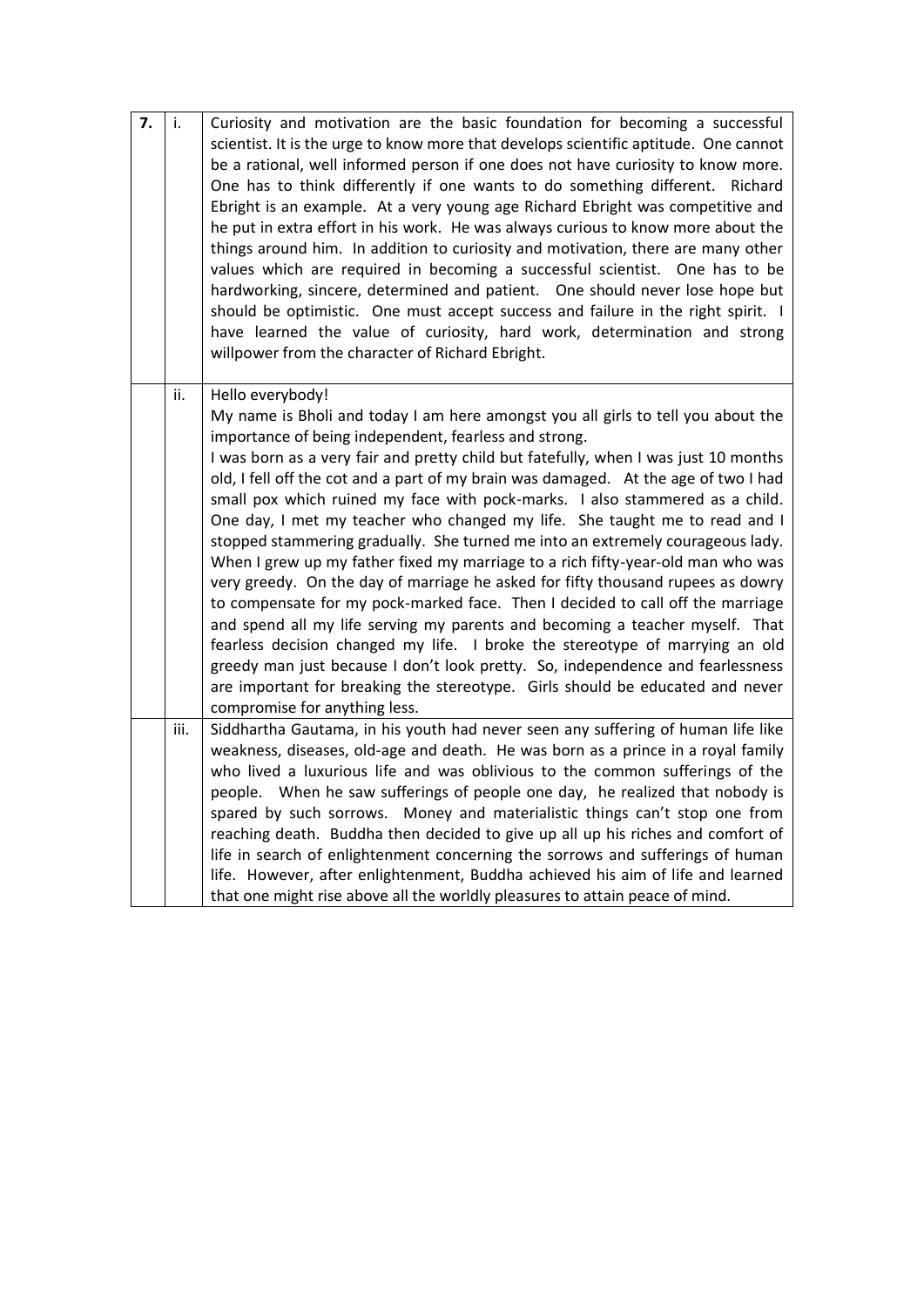| | | |
|---|---|---|
| **7.** | i. | Curiosity and motivation are the basic foundation for becoming a successful scientist. It is the urge to know more that develops scientific aptitude. One cannot be a rational, well informed person if one does not have curiosity to know more. One has to think differently if one wants to do something different. Richard Ebright is an example. At a very young age Richard Ebright was competitive and he put in extra effort in his work. He was always curious to know more about the things around him. In addition to curiosity and motivation, there are many other values which are required in becoming a successful scientist. One has to be hardworking, sincere, determined and patient. One should never lose hope but should be optimistic. One must accept success and failure in the right spirit. I have learned the value of curiosity, hard work, determination and strong willpower from the character of Richard Ebright. |
| | ii. | Hello everybody!<br>My name is Bholi and today I am here amongst you all girls to tell you about the importance of being independent, fearless and strong.<br>I was born as a very fair and pretty child but fatefully, when I was just 10 months old, I fell off the cot and a part of my brain was damaged. At the age of two I had small pox which ruined my face with pock-marks. I also stammered as a child. One day, I met my teacher who changed my life. She taught me to read and I stopped stammering gradually. She turned me into an extremely courageous lady. When I grew up my father fixed my marriage to a rich fifty-year-old man who was very greedy. On the day of marriage he asked for fifty thousand rupees as dowry to compensate for my pock-marked face. Then I decided to call off the marriage and spend all my life serving my parents and becoming a teacher myself. That fearless decision changed my life. I broke the stereotype of marrying an old greedy man just because I don't look pretty. So, independence and fearlessness are important for breaking the stereotype. Girls should be educated and never compromise for anything less. |
| | iii. | Siddhartha Gautama, in his youth had never seen any suffering of human life like weakness, diseases, old-age and death. He was born as a prince in a royal family who lived a luxurious life and was oblivious to the common sufferings of the people. When he saw sufferings of people one day, he realized that nobody is spared by such sorrows. Money and materialistic things can't stop one from reaching death. Buddha then decided to give up all up his riches and comfort of life in search of enlightenment concerning the sorrows and sufferings of human life. However, after enlightenment, Buddha achieved his aim of life and learned that one might rise above all the worldly pleasures to attain peace of mind. |